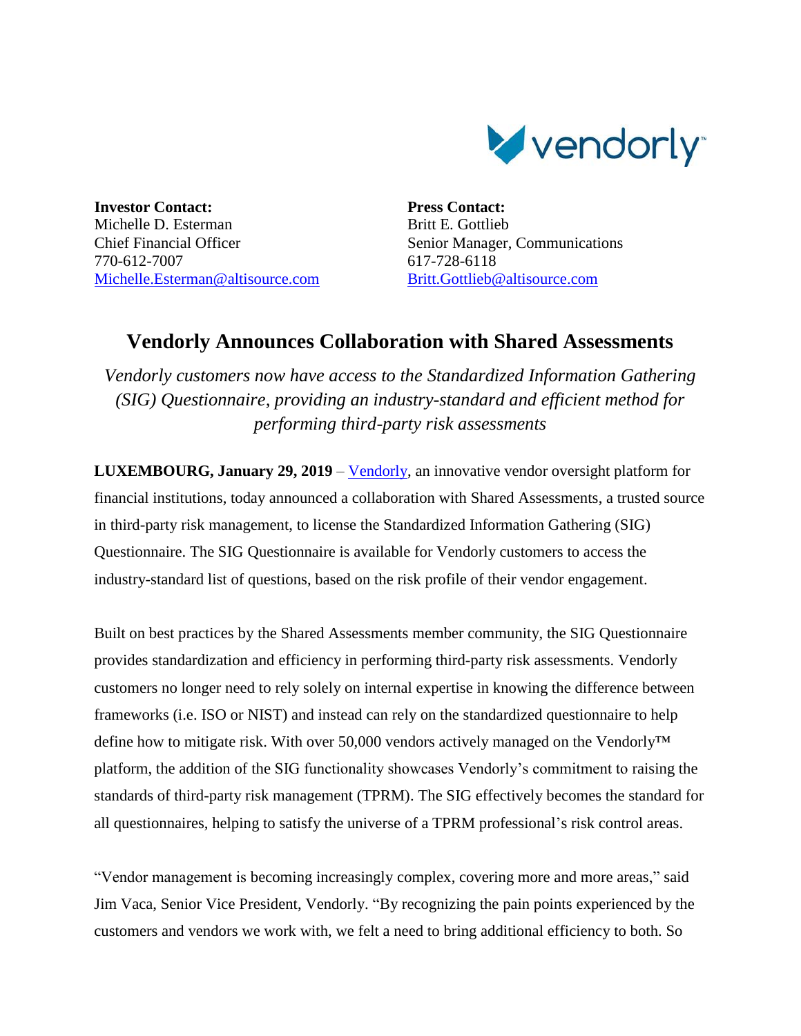vendorly™

**Investor Contact:**
Michelle D. Esterman
Chief Financial Officer
770-612-7007
Michelle.Esterman@altisource.com

**Press Contact:**
Britt E. Gottlieb
Senior Manager, Communications
617-728-6118
Britt.Gottlieb@altisource.com

# Vendorly Announces Collaboration with Shared Assessments

*Vendorly customers now have access to the Standardized Information Gathering (SIG) Questionnaire, providing an industry-standard and efficient method for performing third-party risk assessments*

**LUXEMBOURG, January 29, 2019** – Vendorly, an innovative vendor oversight platform for financial institutions, today announced a collaboration with Shared Assessments, a trusted source in third-party risk management, to license the Standardized Information Gathering (SIG) Questionnaire. The SIG Questionnaire is available for Vendorly customers to access the industry-standard list of questions, based on the risk profile of their vendor engagement.

Built on best practices by the Shared Assessments member community, the SIG Questionnaire provides standardization and efficiency in performing third-party risk assessments. Vendorly customers no longer need to rely solely on internal expertise in knowing the difference between frameworks (i.e. ISO or NIST) and instead can rely on the standardized questionnaire to help define how to mitigate risk. With over 50,000 vendors actively managed on the Vendorly™ platform, the addition of the SIG functionality showcases Vendorly's commitment to raising the standards of third-party risk management (TPRM). The SIG effectively becomes the standard for all questionnaires, helping to satisfy the universe of a TPRM professional's risk control areas.

"Vendor management is becoming increasingly complex, covering more and more areas," said Jim Vaca, Senior Vice President, Vendorly. "By recognizing the pain points experienced by the customers and vendors we work with, we felt a need to bring additional efficiency to both. So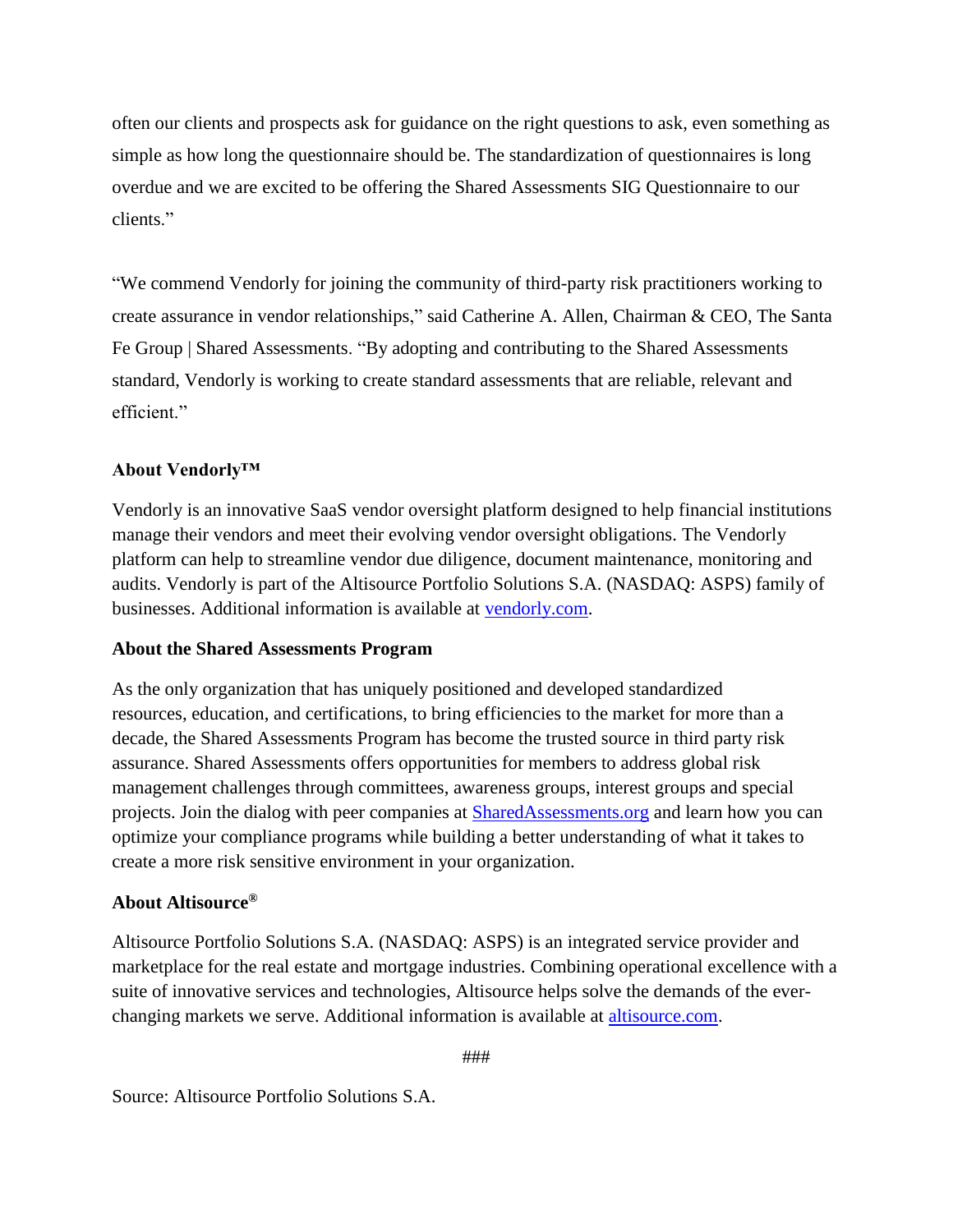often our clients and prospects ask for guidance on the right questions to ask, even something as simple as how long the questionnaire should be. The standardization of questionnaires is long overdue and we are excited to be offering the Shared Assessments SIG Questionnaire to our clients."

"We commend Vendorly for joining the community of third-party risk practitioners working to create assurance in vendor relationships," said Catherine A. Allen, Chairman & CEO, The Santa Fe Group | Shared Assessments. "By adopting and contributing to the Shared Assessments standard, Vendorly is working to create standard assessments that are reliable, relevant and efficient."

**About Vendorly™**

Vendorly is an innovative SaaS vendor oversight platform designed to help financial institutions manage their vendors and meet their evolving vendor oversight obligations. The Vendorly platform can help to streamline vendor due diligence, document maintenance, monitoring and audits. Vendorly is part of the Altisource Portfolio Solutions S.A. (NASDAQ: ASPS) family of businesses. Additional information is available at [vendorly.com](vendorly.com).

**About the Shared Assessments Program**

As the only organization that has uniquely positioned and developed standardized resources, education, and certifications, to bring efficiencies to the market for more than a decade, the Shared Assessments Program has become the trusted source in third party risk assurance. Shared Assessments offers opportunities for members to address global risk management challenges through committees, awareness groups, interest groups and special projects. Join the dialog with peer companies at [SharedAssessments.org](SharedAssessments.org) and learn how you can optimize your compliance programs while building a better understanding of what it takes to create a more risk sensitive environment in your organization.

**About Altisource®**

Altisource Portfolio Solutions S.A. (NASDAQ: ASPS) is an integrated service provider and marketplace for the real estate and mortgage industries. Combining operational excellence with a suite of innovative services and technologies, Altisource helps solve the demands of the ever-changing markets we serve. Additional information is available at [altisource.com](altisource.com).

###

Source: Altisource Portfolio Solutions S.A.